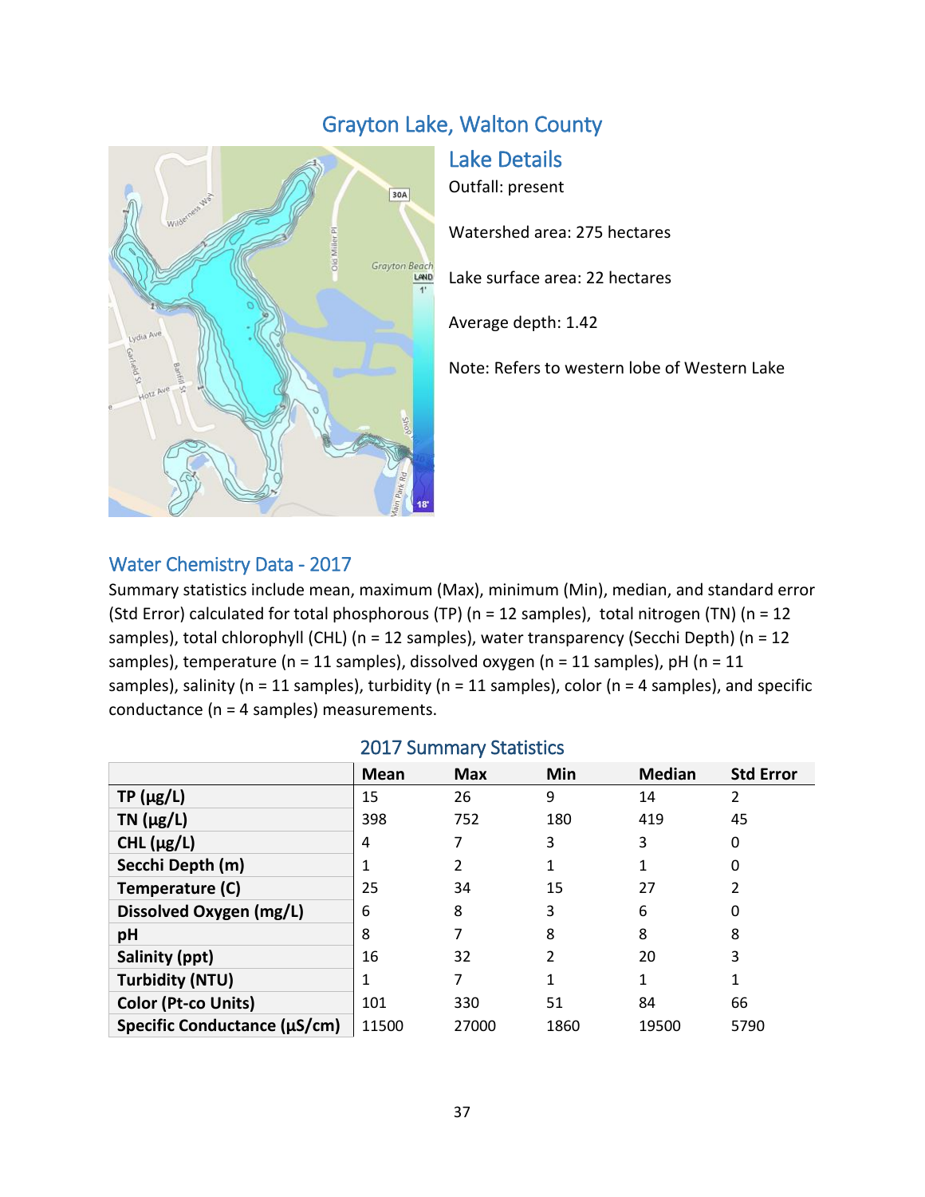# Grayton Lake, Walton County

## Lake Details

Outfall: present

Watershed area: 275 hectares

Lake surface area: 22 hectares

Average depth: 1.42

Note: Refers to western lobe of Western Lake

## Water Chemistry Data - 2017

Summary statistics include mean, maximum (Max), minimum (Min), median, and standard error (Std Error) calculated for total phosphorous (TP) (n = 12 samples), total nitrogen (TN) (n = 12 samples), total chlorophyll (CHL) (n = 12 samples), water transparency (Secchi Depth) (n = 12 samples), temperature (n = 11 samples), dissolved oxygen (n = 11 samples), pH (n = 11 samples), salinity (n = 11 samples), turbidity (n = 11 samples), color (n = 4 samples), and specific conductance (n = 4 samples) measurements.

### 2017 Summary Statistics

| | Mean | Max | Min | Median | Std Error |
|---|---|---|---|---|---|
| **TP (µg/L)** | 15 | 26 | 9 | 14 | 2 |
| **TN (µg/L)** | 398 | 752 | 180 | 419 | 45 |
| **CHL (µg/L)** | 4 | 7 | 3 | 3 | 0 |
| **Secchi Depth (m)** | 1 | 2 | 1 | 1 | 0 |
| **Temperature (C)** | 25 | 34 | 15 | 27 | 2 |
| **Dissolved Oxygen (mg/L)** | 6 | 8 | 3 | 6 | 0 |
| **pH** | 8 | 7 | 8 | 8 | 8 |
| **Salinity (ppt)** | 16 | 32 | 2 | 20 | 3 |
| **Turbidity (NTU)** | 1 | 7 | 1 | 1 | 1 |
| **Color (Pt-co Units)** | 101 | 330 | 51 | 84 | 66 |
| **Specific Conductance (µS/cm)** | 11500 | 27000 | 1860 | 19500 | 5790 |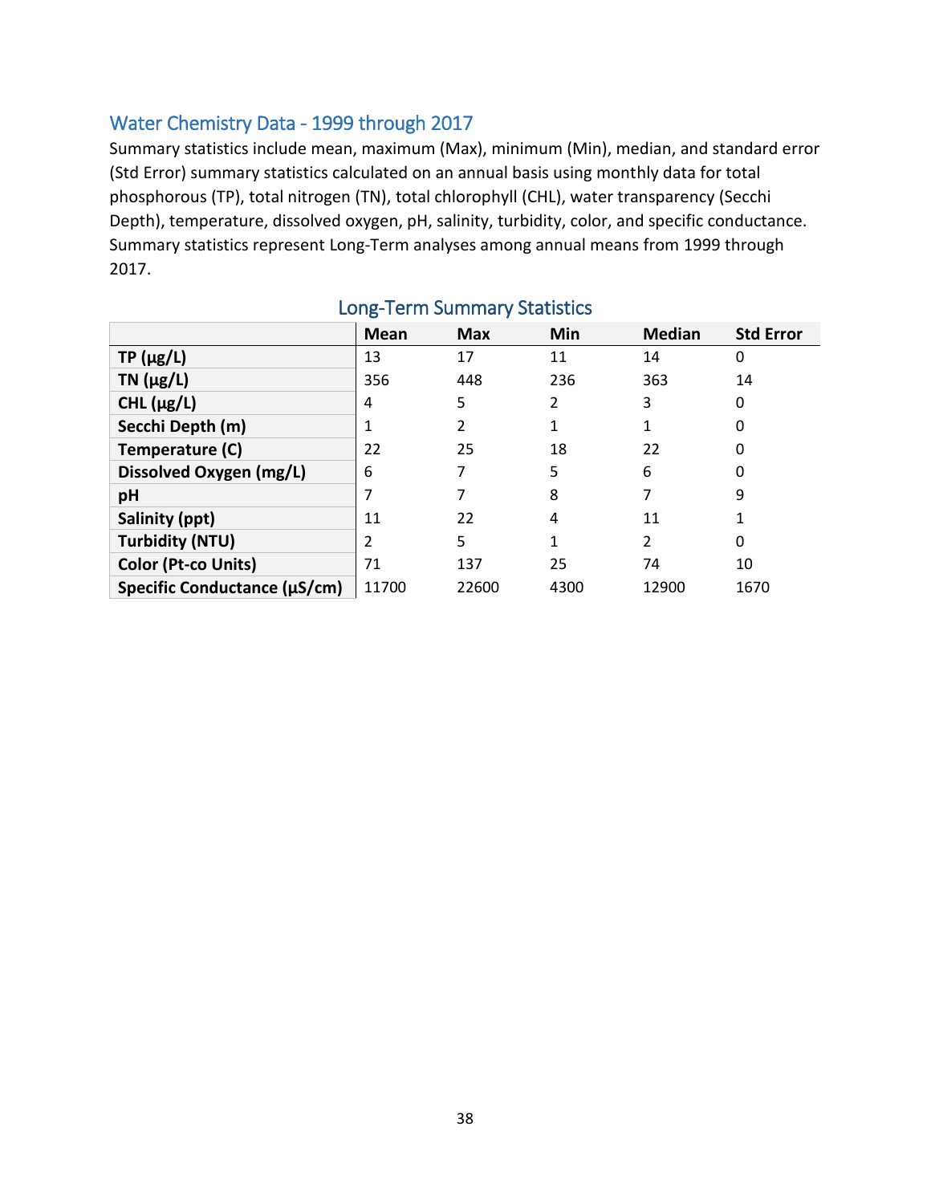## Water Chemistry Data - 1999 through 2017

Summary statistics include mean, maximum (Max), minimum (Min), median, and standard error (Std Error) summary statistics calculated on an annual basis using monthly data for total phosphorous (TP), total nitrogen (TN), total chlorophyll (CHL), water transparency (Secchi Depth), temperature, dissolved oxygen, pH, salinity, turbidity, color, and specific conductance. Summary statistics represent Long-Term analyses among annual means from 1999 through 2017.

### Long-Term Summary Statistics

| | Mean | Max | Min | Median | Std Error |
|---|---|---|---|---|---|
| **TP (µg/L)** | 13 | 17 | 11 | 14 | 0 |
| **TN (µg/L)** | 356 | 448 | 236 | 363 | 14 |
| **CHL (µg/L)** | 4 | 5 | 2 | 3 | 0 |
| **Secchi Depth (m)** | 1 | 2 | 1 | 1 | 0 |
| **Temperature (C)** | 22 | 25 | 18 | 22 | 0 |
| **Dissolved Oxygen (mg/L)** | 6 | 7 | 5 | 6 | 0 |
| **pH** | 7 | 7 | 8 | 7 | 9 |
| **Salinity (ppt)** | 11 | 22 | 4 | 11 | 1 |
| **Turbidity (NTU)** | 2 | 5 | 1 | 2 | 0 |
| **Color (Pt-co Units)** | 71 | 137 | 25 | 74 | 10 |
| **Specific Conductance (µS/cm)** | 11700 | 22600 | 4300 | 12900 | 1670 |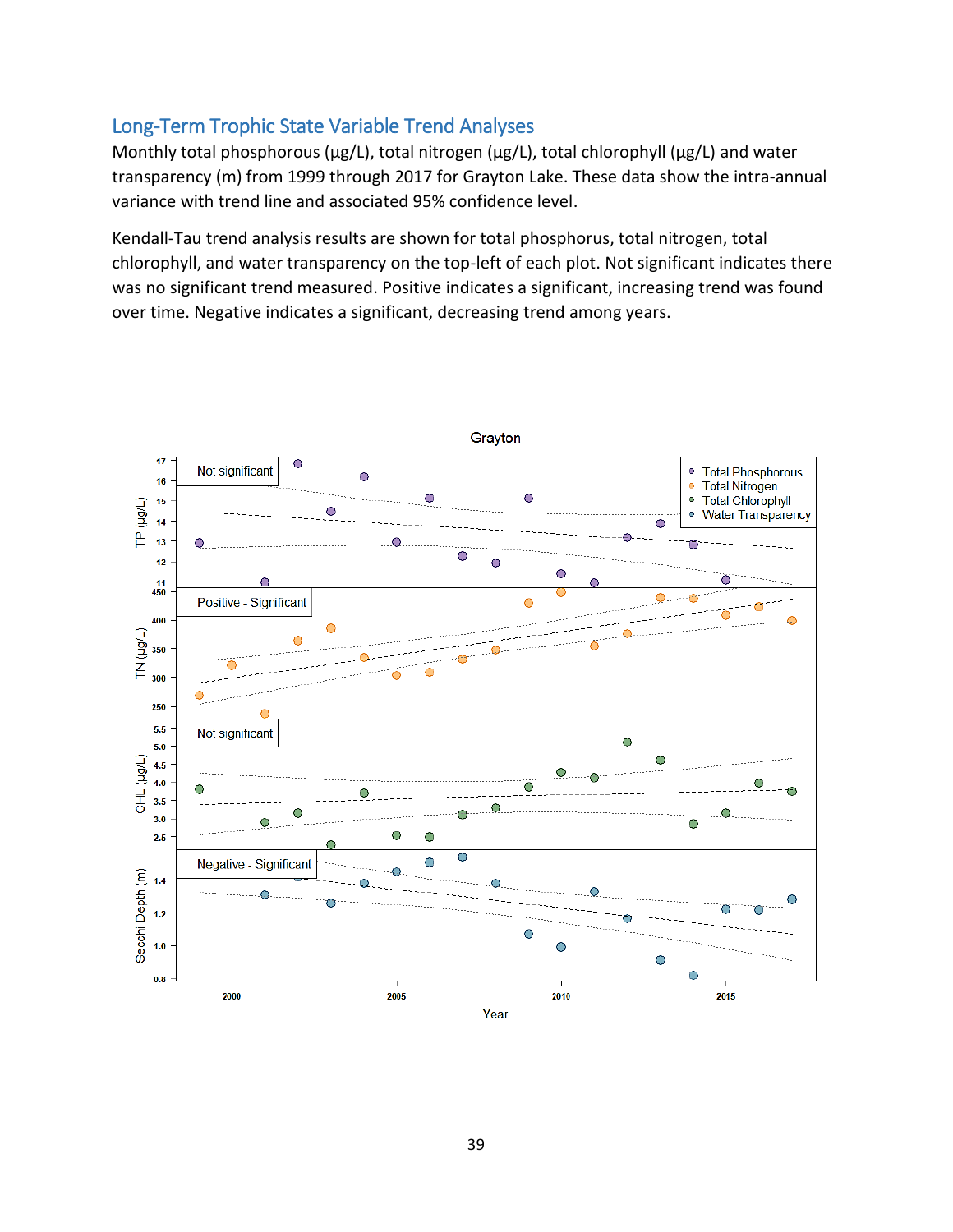## Long-Term Trophic State Variable Trend Analyses

Monthly total phosphorous (µg/L), total nitrogen (µg/L), total chlorophyll (µg/L) and water transparency (m) from 1999 through 2017 for Grayton Lake. These data show the intra-annual variance with trend line and associated 95% confidence level.

Kendall-Tau trend analysis results are shown for total phosphorus, total nitrogen, total chlorophyll, and water transparency on the top-left of each plot. Not significant indicates there was no significant trend measured. Positive indicates a significant, increasing trend was found over time. Negative indicates a significant, decreasing trend among years.

Grayton

Not significant

Positive - Significant

Not significant

Negative - Significant

Total Phosphorous
Total Nitrogen
Total Chlorophyll
Water Transparency

TP (µg/L)
17
16
15
14
13
12
11

TN (µg/L)
450
400
350
300
250

CHL (µg/L)
5.5
5.0
4.5
4.0
3.5
3.0
2.5

Secchi Depth (m)
1.4
1.2
1.0
0.8

2000
2005
2010
2015

Year